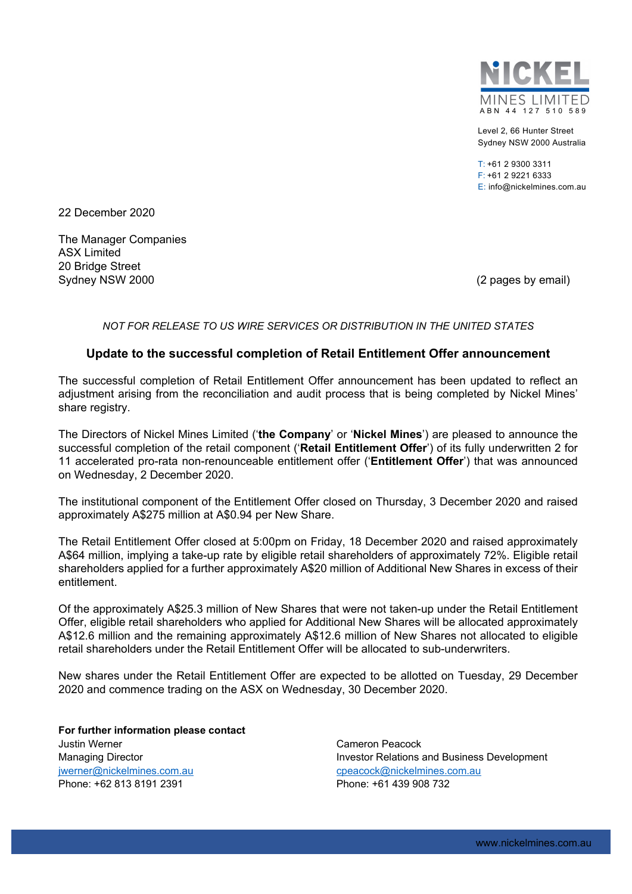**NICKEL MINES LIMITED**
ABN 44 127 510 589

Level 2, 66 Hunter Street
Sydney NSW 2000 Australia

T: +61 2 9300 3311
F: +61 2 9221 6333
E: info@nickelmines.com.au

22 December 2020

The Manager Companies
ASX Limited
20 Bridge Street
Sydney NSW 2000

(2 pages by email)

*NOT FOR RELEASE TO US WIRE SERVICES OR DISTRIBUTION IN THE UNITED STATES*

## Update to the successful completion of Retail Entitlement Offer announcement

The successful completion of Retail Entitlement Offer announcement has been updated to reflect an adjustment arising from the reconciliation and audit process that is being completed by Nickel Mines' share registry.

The Directors of Nickel Mines Limited ('**the Company**' or '**Nickel Mines**') are pleased to announce the successful completion of the retail component ('**Retail Entitlement Offer**') of its fully underwritten 2 for 11 accelerated pro-rata non-renounceable entitlement offer ('**Entitlement Offer**') that was announced on Wednesday, 2 December 2020.

The institutional component of the Entitlement Offer closed on Thursday, 3 December 2020 and raised approximately A$275 million at A$0.94 per New Share.

The Retail Entitlement Offer closed at 5:00pm on Friday, 18 December 2020 and raised approximately A$64 million, implying a take-up rate by eligible retail shareholders of approximately 72%. Eligible retail shareholders applied for a further approximately A$20 million of Additional New Shares in excess of their entitlement.

Of the approximately A$25.3 million of New Shares that were not taken-up under the Retail Entitlement Offer, eligible retail shareholders who applied for Additional New Shares will be allocated approximately A$12.6 million and the remaining approximately A$12.6 million of New Shares not allocated to eligible retail shareholders under the Retail Entitlement Offer will be allocated to sub-underwriters.

New shares under the Retail Entitlement Offer are expected to be allotted on Tuesday, 29 December 2020 and commence trading on the ASX on Wednesday, 30 December 2020.

**For further information please contact**

Justin Werner
Managing Director
jwerner@nickelmines.com.au
Phone: +62 813 8191 2391

Cameron Peacock
Investor Relations and Business Development
cpeacock@nickelmines.com.au
Phone: +61 439 908 732

www.nickelmines.com.au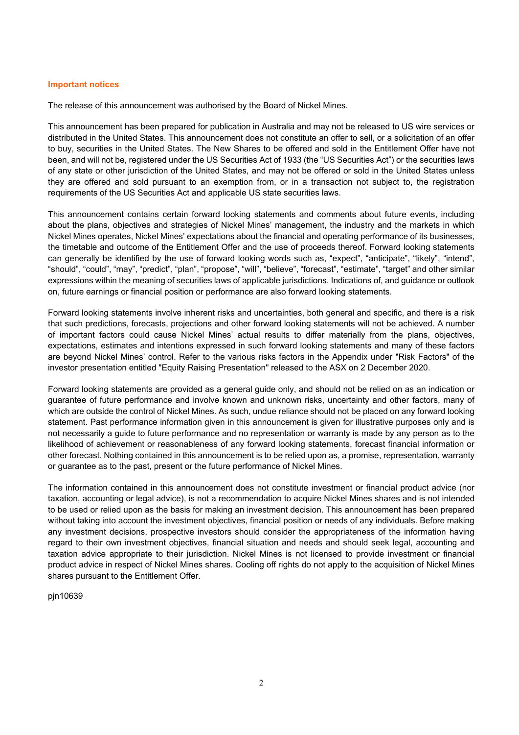### Important notices

The release of this announcement was authorised by the Board of Nickel Mines.

This announcement has been prepared for publication in Australia and may not be released to US wire services or distributed in the United States. This announcement does not constitute an offer to sell, or a solicitation of an offer to buy, securities in the United States. The New Shares to be offered and sold in the Entitlement Offer have not been, and will not be, registered under the US Securities Act of 1933 (the "US Securities Act") or the securities laws of any state or other jurisdiction of the United States, and may not be offered or sold in the United States unless they are offered and sold pursuant to an exemption from, or in a transaction not subject to, the registration requirements of the US Securities Act and applicable US state securities laws.

This announcement contains certain forward looking statements and comments about future events, including about the plans, objectives and strategies of Nickel Mines' management, the industry and the markets in which Nickel Mines operates, Nickel Mines' expectations about the financial and operating performance of its businesses, the timetable and outcome of the Entitlement Offer and the use of proceeds thereof. Forward looking statements can generally be identified by the use of forward looking words such as, "expect", "anticipate", "likely", "intend", "should", "could", "may", "predict", "plan", "propose", "will", "believe", "forecast", "estimate", "target" and other similar expressions within the meaning of securities laws of applicable jurisdictions. Indications of, and guidance or outlook on, future earnings or financial position or performance are also forward looking statements.

Forward looking statements involve inherent risks and uncertainties, both general and specific, and there is a risk that such predictions, forecasts, projections and other forward looking statements will not be achieved. A number of important factors could cause Nickel Mines' actual results to differ materially from the plans, objectives, expectations, estimates and intentions expressed in such forward looking statements and many of these factors are beyond Nickel Mines' control. Refer to the various risks factors in the Appendix under "Risk Factors" of the investor presentation entitled "Equity Raising Presentation" released to the ASX on 2 December 2020.

Forward looking statements are provided as a general guide only, and should not be relied on as an indication or guarantee of future performance and involve known and unknown risks, uncertainty and other factors, many of which are outside the control of Nickel Mines. As such, undue reliance should not be placed on any forward looking statement. Past performance information given in this announcement is given for illustrative purposes only and is not necessarily a guide to future performance and no representation or warranty is made by any person as to the likelihood of achievement or reasonableness of any forward looking statements, forecast financial information or other forecast. Nothing contained in this announcement is to be relied upon as, a promise, representation, warranty or guarantee as to the past, present or the future performance of Nickel Mines.

The information contained in this announcement does not constitute investment or financial product advice (nor taxation, accounting or legal advice), is not a recommendation to acquire Nickel Mines shares and is not intended to be used or relied upon as the basis for making an investment decision. This announcement has been prepared without taking into account the investment objectives, financial position or needs of any individuals. Before making any investment decisions, prospective investors should consider the appropriateness of the information having regard to their own investment objectives, financial situation and needs and should seek legal, accounting and taxation advice appropriate to their jurisdiction. Nickel Mines is not licensed to provide investment or financial product advice in respect of Nickel Mines shares. Cooling off rights do not apply to the acquisition of Nickel Mines shares pursuant to the Entitlement Offer.

pjn10639